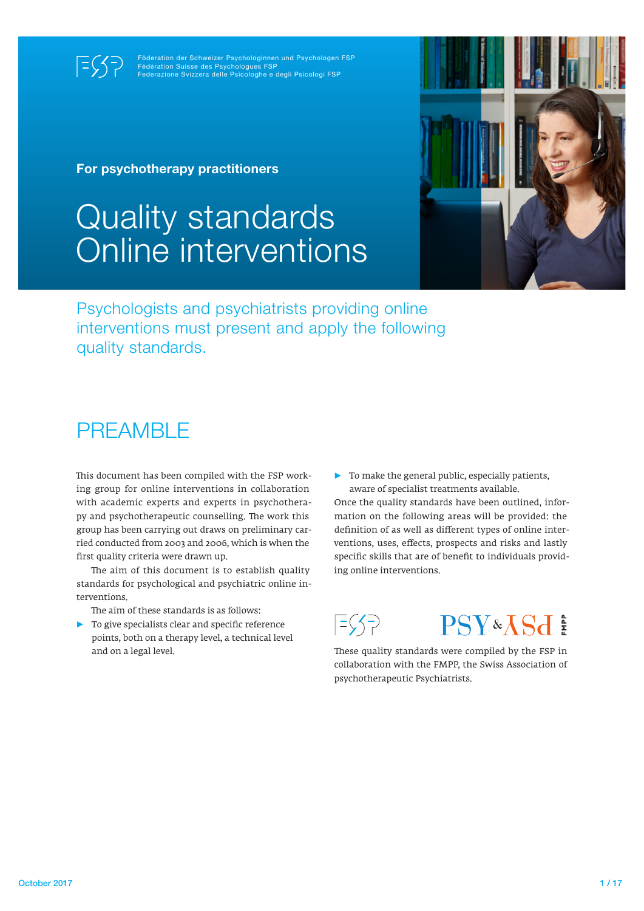Föderation der Schweizer Psychologinnen und Psychologen FSP
Fédération Suisse des Psychologues FSP
Federazione Svizzera delle Psicologhe e degli Psicologi FSP

**For psychotherapy practitioners**

# Quality standards Online interventions

Psychologists and psychiatrists providing online interventions must present and apply the following quality standards.

## PREAMBLE

This document has been compiled with the FSP working group for online interventions in collaboration with academic experts and experts in psychotherapy and psychotherapeutic counselling. The work this group has been carrying out draws on preliminary carried conducted from 2003 and 2006, which is when the first quality criteria were drawn up.

The aim of this document is to establish quality standards for psychological and psychiatric online interventions.

The aim of these standards is as follows:

- To give specialists clear and specific reference points, both on a therapy level, a technical level and on a legal level.
- To make the general public, especially patients, aware of specialist treatments available.

Once the quality standards have been outlined, information on the following areas will be provided: the definition of as well as different types of online interventions, uses, effects, prospects and risks and lastly specific skills that are of benefit to individuals providing online interventions.

These quality standards were compiled by the FSP in collaboration with the FMPP, the Swiss Association of psychotherapeutic Psychiatrists.

October 2017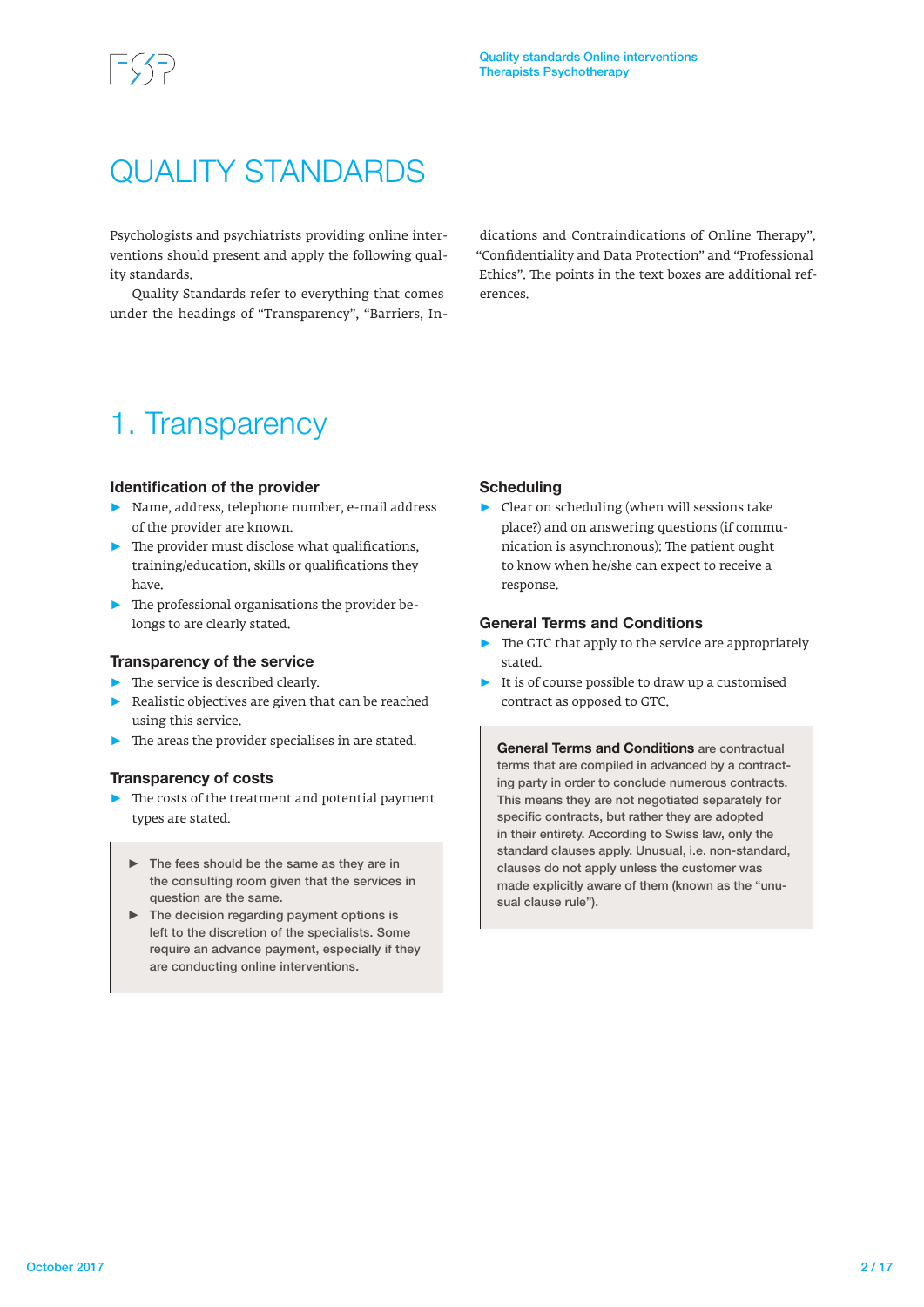# QUALITY STANDARDS

Psychologists and psychiatrists providing online interventions should present and apply the following quality standards.

Quality Standards refer to everything that comes under the headings of "Transparency", "Barriers, Indications and Contraindications of Online Therapy", "Confidentiality and Data Protection" and "Professional Ethics". The points in the text boxes are additional references.

## 1. Transparency

### Identification of the provider

- Name, address, telephone number, e-mail address of the provider are known.
- The provider must disclose what qualifications, training/education, skills or qualifications they have.
- The professional organisations the provider belongs to are clearly stated.

### Transparency of the service

- The service is described clearly.
- Realistic objectives are given that can be reached using this service.
- The areas the provider specialises in are stated.

### Transparency of costs

- The costs of the treatment and potential payment types are stated.

> - The fees should be the same as they are in the consulting room given that the services in question are the same.
> - The decision regarding payment options is left to the discretion of the specialists. Some require an advance payment, especially if they are conducting online interventions.

### Scheduling

- Clear on scheduling (when will sessions take place?) and on answering questions (if communication is asynchronous): The patient ought to know when he/she can expect to receive a response.

### General Terms and Conditions

- The GTC that apply to the service are appropriately stated.
- It is of course possible to draw up a customised contract as opposed to GTC.

> **General Terms and Conditions** are contractual terms that are compiled in advanced by a contracting party in order to conclude numerous contracts. This means they are not negotiated separately for specific contracts, but rather they are adopted in their entirety. According to Swiss law, only the standard clauses apply. Unusual, i.e. non-standard, clauses do not apply unless the customer was made explicitly aware of them (known as the "unusual clause rule").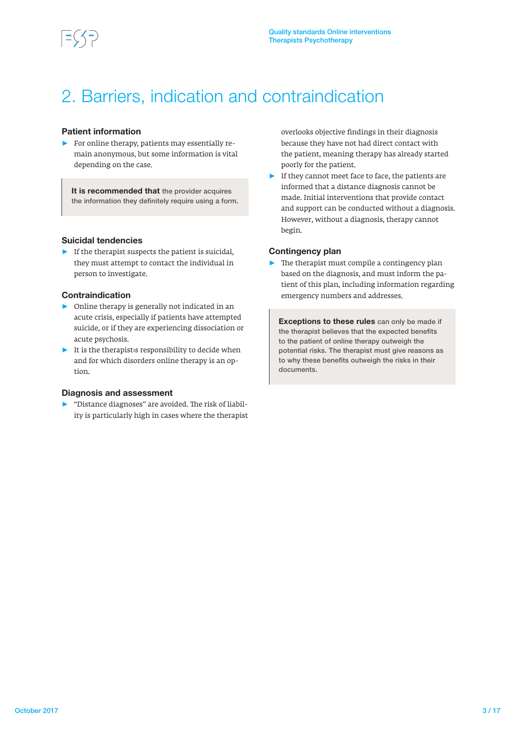# 2. Barriers, indication and contraindication

## Patient information

- For online therapy, patients may essentially remain anonymous, but some information is vital depending on the case.

> **It is recommended that** the provider acquires the information they definitely require using a form.

## Suicidal tendencies

- If the therapist suspects the patient is suicidal, they must attempt to contact the individual in person to investigate.

## Contraindication

- Online therapy is generally not indicated in an acute crisis, especially if patients have attempted suicide, or if they are experiencing dissociation or acute psychosis.
- It is the therapist's responsibility to decide when and for which disorders online therapy is an option.

## Diagnosis and assessment

- "Distance diagnoses" are avoided. The risk of liability is particularly high in cases where the therapist overlooks objective findings in their diagnosis because they have not had direct contact with the patient, meaning therapy has already started poorly for the patient.
- If they cannot meet face to face, the patients are informed that a distance diagnosis cannot be made. Initial interventions that provide contact and support can be conducted without a diagnosis. However, without a diagnosis, therapy cannot begin.

## Contingency plan

- The therapist must compile a contingency plan based on the diagnosis, and must inform the patient of this plan, including information regarding emergency numbers and addresses.

> **Exceptions to these rules** can only be made if the therapist believes that the expected benefits to the patient of online therapy outweigh the potential risks. The therapist must give reasons as to why these benefits outweigh the risks in their documents.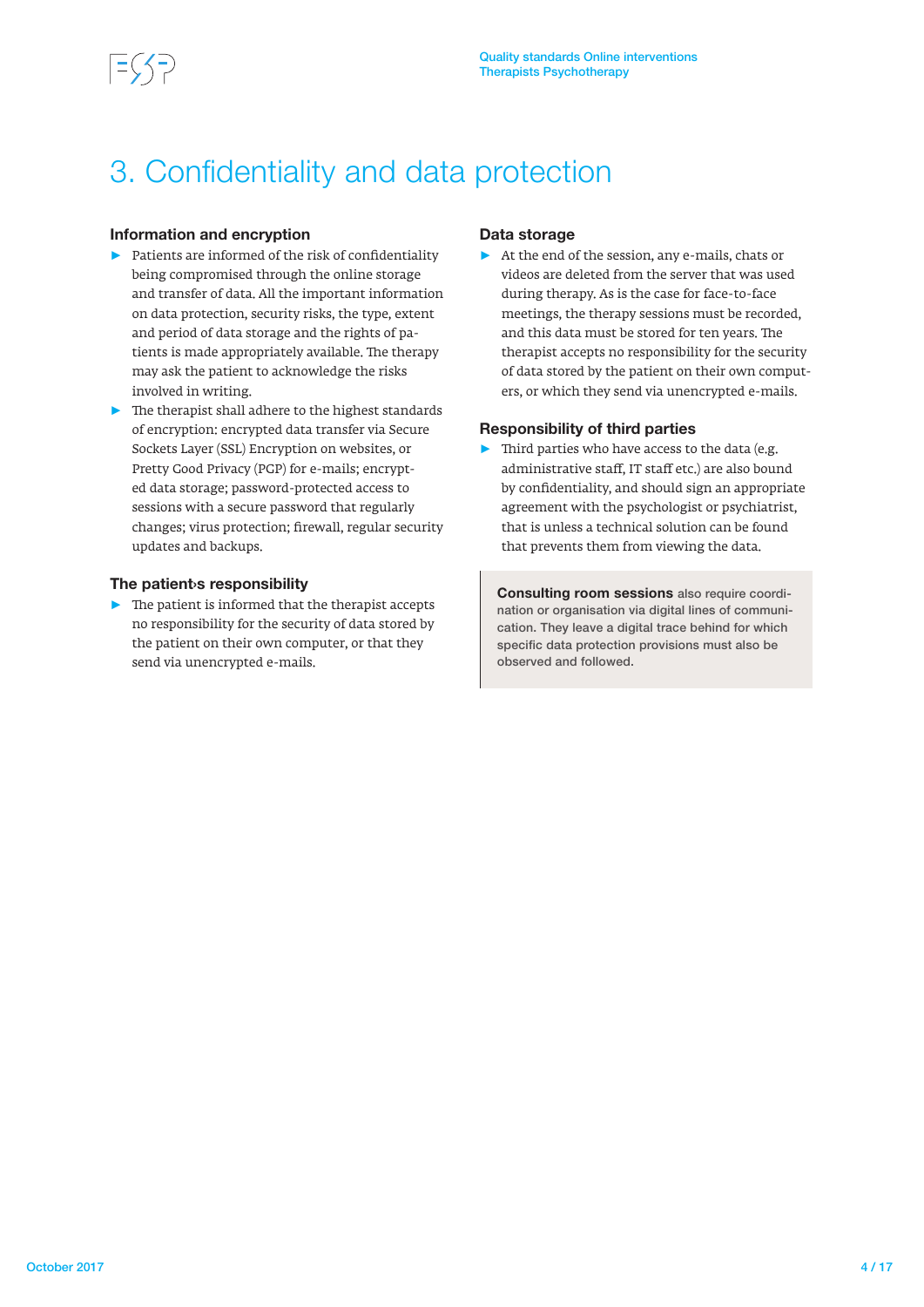# 3. Confidentiality and data protection

### Information and encryption

- Patients are informed of the risk of confidentiality being compromised through the online storage and transfer of data. All the important information on data protection, security risks, the type, extent and period of data storage and the rights of patients is made appropriately available. The therapy may ask the patient to acknowledge the risks involved in writing.
- The therapist shall adhere to the highest standards of encryption: encrypted data transfer via Secure Sockets Layer (SSL) Encryption on websites, or Pretty Good Privacy (PGP) for e-mails; encrypted data storage; password-protected access to sessions with a secure password that regularly changes; virus protection; firewall, regular security updates and backups.

### The patient›s responsibility

- The patient is informed that the therapist accepts no responsibility for the security of data stored by the patient on their own computer, or that they send via unencrypted e-mails.

### Data storage

- At the end of the session, any e-mails, chats or videos are deleted from the server that was used during therapy. As is the case for face-to-face meetings, the therapy sessions must be recorded, and this data must be stored for ten years. The therapist accepts no responsibility for the security of data stored by the patient on their own computers, or which they send via unencrypted e-mails.

### Responsibility of third parties

- Third parties who have access to the data (e.g. administrative staff, IT staff etc.) are also bound by confidentiality, and should sign an appropriate agreement with the psychologist or psychiatrist, that is unless a technical solution can be found that prevents them from viewing the data.

**Consulting room sessions** also require coordination or organisation via digital lines of communication. They leave a digital trace behind for which specific data protection provisions must also be observed and followed.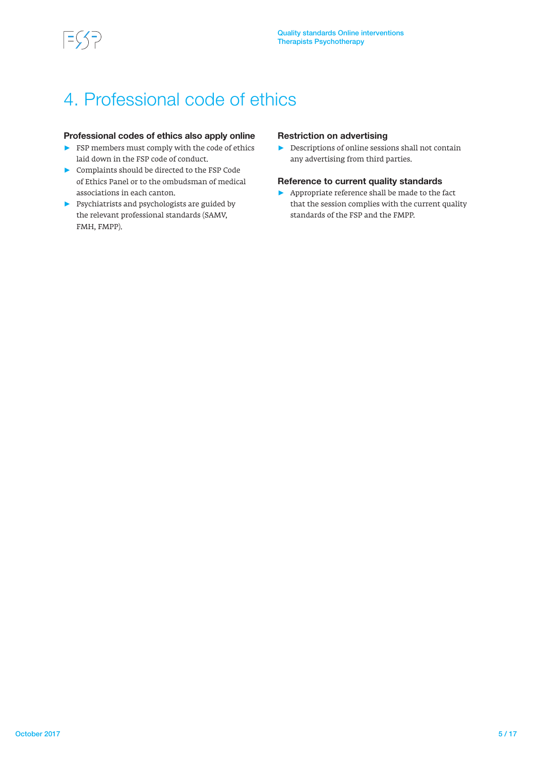# 4. Professional code of ethics

### Professional codes of ethics also apply online

- FSP members must comply with the code of ethics laid down in the FSP code of conduct.
- Complaints should be directed to the FSP Code of Ethics Panel or to the ombudsman of medical associations in each canton.
- Psychiatrists and psychologists are guided by the relevant professional standards (SAMV, FMH, FMPP).

### Restriction on advertising

- Descriptions of online sessions shall not contain any advertising from third parties.

### Reference to current quality standards

- Appropriate reference shall be made to the fact that the session complies with the current quality standards of the FSP and the FMPP.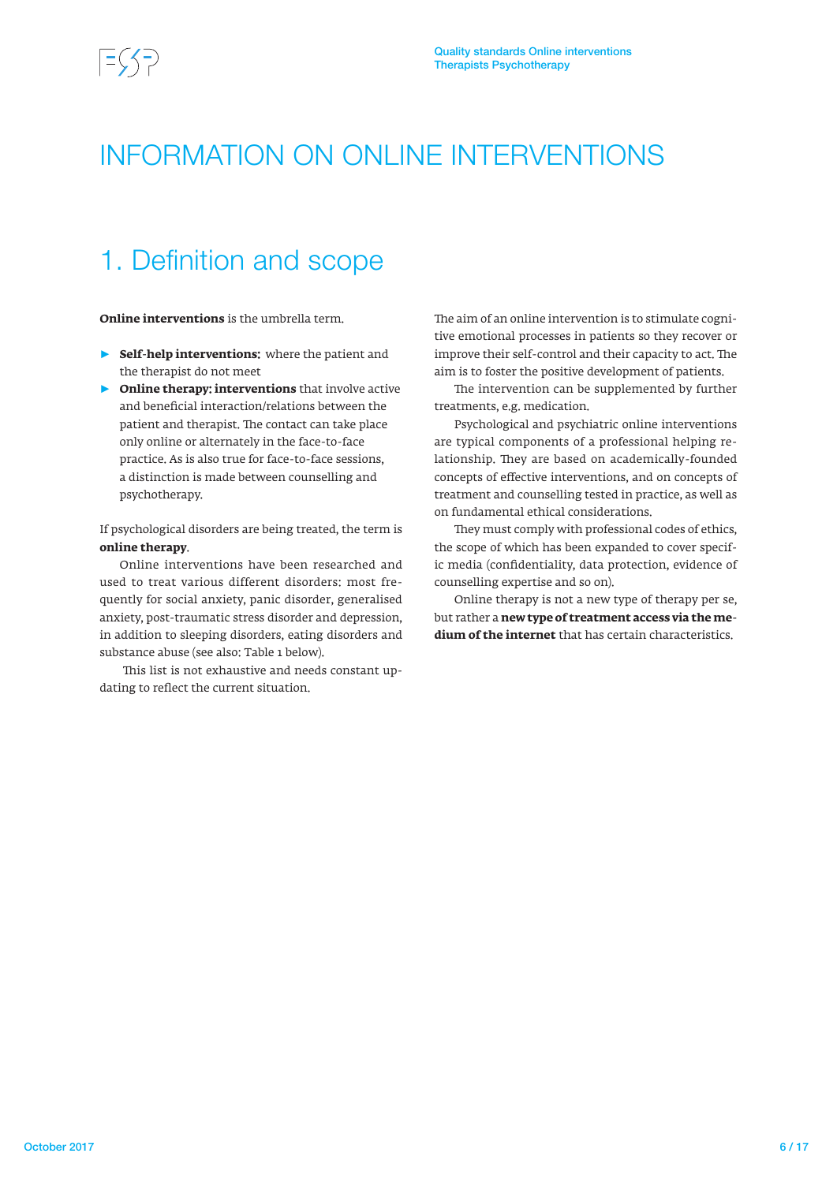# INFORMATION ON ONLINE INTERVENTIONS

## 1. Definition and scope

**Online interventions** is the umbrella term.

- **Self-help interventions:** where the patient and the therapist do not meet
- **Online therapy: interventions** that involve active and beneficial interaction/relations between the patient and therapist. The contact can take place only online or alternately in the face-to-face practice. As is also true for face-to-face sessions, a distinction is made between counselling and psychotherapy.

If psychological disorders are being treated, the term is **online therapy**.

Online interventions have been researched and used to treat various different disorders: most frequently for social anxiety, panic disorder, generalised anxiety, post-traumatic stress disorder and depression, in addition to sleeping disorders, eating disorders and substance abuse (see also: Table 1 below).

This list is not exhaustive and needs constant updating to reflect the current situation.

The aim of an online intervention is to stimulate cognitive emotional processes in patients so they recover or improve their self-control and their capacity to act. The aim is to foster the positive development of patients.

The intervention can be supplemented by further treatments, e.g. medication.

Psychological and psychiatric online interventions are typical components of a professional helping relationship. They are based on academically-founded concepts of effective interventions, and on concepts of treatment and counselling tested in practice, as well as on fundamental ethical considerations.

They must comply with professional codes of ethics, the scope of which has been expanded to cover specific media (confidentiality, data protection, evidence of counselling expertise and so on).

Online therapy is not a new type of therapy per se, but rather a **new type of treatment access via the medium of the internet** that has certain characteristics.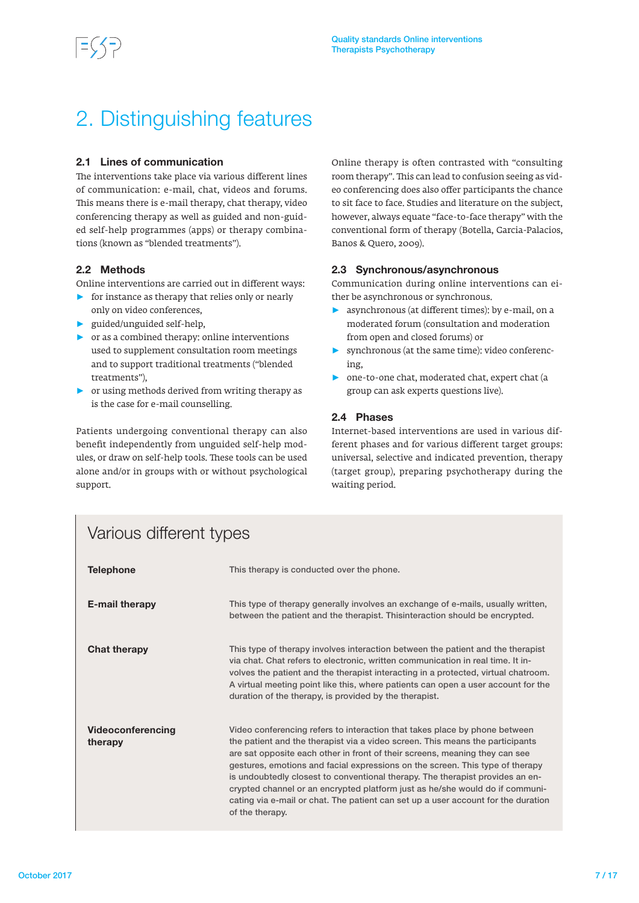# 2. Distinguishing features

### 2.1 Lines of communication

The interventions take place via various different lines of communication: e-mail, chat, videos and forums. This means there is e-mail therapy, chat therapy, video conferencing therapy as well as guided and non-guided self-help programmes (apps) or therapy combinations (known as "blended treatments").

### 2.2 Methods

Online interventions are carried out in different ways:

- for instance as therapy that relies only or nearly only on video conferences,
- guided/unguided self-help,
- or as a combined therapy: online interventions used to supplement consultation room meetings and to support traditional treatments ("blended treatments"),
- or using methods derived from writing therapy as is the case for e-mail counselling.

Patients undergoing conventional therapy can also benefit independently from unguided self-help modules, or draw on self-help tools. These tools can be used alone and/or in groups with or without psychological support.

Online therapy is often contrasted with "consulting room therapy". This can lead to confusion seeing as video conferencing does also offer participants the chance to sit face to face. Studies and literature on the subject, however, always equate "face-to-face therapy" with the conventional form of therapy (Botella, Garcia-Palacios, Banos & Quero, 2009).

### 2.3 Synchronous/asynchronous

Communication during online interventions can either be asynchronous or synchronous.

- asynchronous (at different times): by e-mail, on a moderated forum (consultation and moderation from open and closed forums) or
- synchronous (at the same time): video conferencing,
- one-to-one chat, moderated chat, expert chat (a group can ask experts questions live).

### 2.4 Phases

Internet-based interventions are used in various different phases and for various different target groups: universal, selective and indicated prevention, therapy (target group), preparing psychotherapy during the waiting period.

## Various different types

| | |
|---|---|
| **Telephone** | This therapy is conducted over the phone. |
| **E-mail therapy** | This type of therapy generally involves an exchange of e-mails, usually written, between the patient and the therapist. Thisinteraction should be encrypted. |
| **Chat therapy** | This type of therapy involves interaction between the patient and the therapist via chat. Chat refers to electronic, written communication in real time. It involves the patient and the therapist interacting in a protected, virtual chatroom. A virtual meeting point like this, where patients can open a user account for the duration of the therapy, is provided by the therapist. |
| **Videoconferencing therapy** | Video conferencing refers to interaction that takes place by phone between the patient and the therapist via a video screen. This means the participants are sat opposite each other in front of their screens, meaning they can see gestures, emotions and facial expressions on the screen. This type of therapy is undoubtedly closest to conventional therapy. The therapist provides an encrypted channel or an encrypted platform just as he/she would do if communicating via e-mail or chat. The patient can set up a user account for the duration of the therapy. |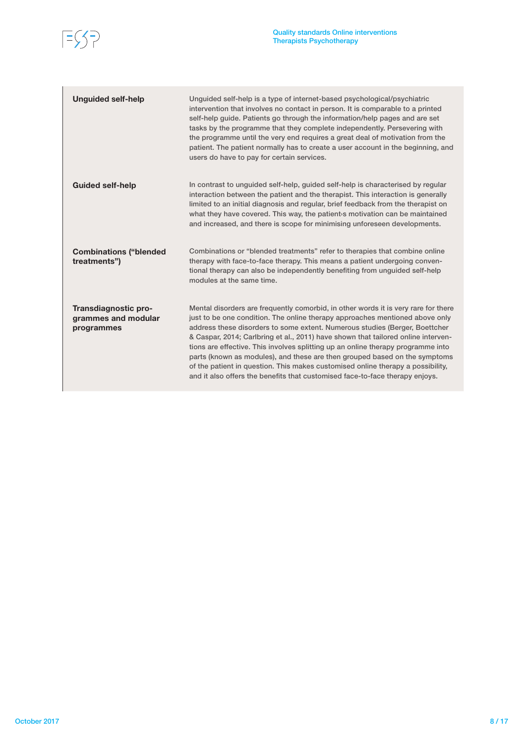| | |
|---|---|
| **Unguided self-help** | Unguided self-help is a type of internet-based psychological/psychiatric intervention that involves no contact in person. It is comparable to a printed self-help guide. Patients go through the information/help pages and are set tasks by the programme that they complete independently. Persevering with the programme until the very end requires a great deal of motivation from the patient. The patient normally has to create a user account in the beginning, and users do have to pay for certain services. |
| **Guided self-help** | In contrast to unguided self-help, guided self-help is characterised by regular interaction between the patient and the therapist. This interaction is generally limited to an initial diagnosis and regular, brief feedback from the therapist on what they have covered. This way, the patient›s motivation can be maintained and increased, and there is scope for minimising unforeseen developments. |
| **Combinations ("blended treatments")** | Combinations or "blended treatments" refer to therapies that combine online therapy with face-to-face therapy. This means a patient undergoing conventional therapy can also be independently benefiting from unguided self-help modules at the same time. |
| **Transdiagnostic programmes and modular programmes** | Mental disorders are frequently comorbid, in other words it is very rare for there just to be one condition. The online therapy approaches mentioned above only address these disorders to some extent. Numerous studies (Berger, Boettcher & Caspar, 2014; Carlbring et al., 2011) have shown that tailored online interventions are effective. This involves splitting up an online therapy programme into parts (known as modules), and these are then grouped based on the symptoms of the patient in question. This makes customised online therapy a possibility, and it also offers the benefits that customised face-to-face therapy enjoys. |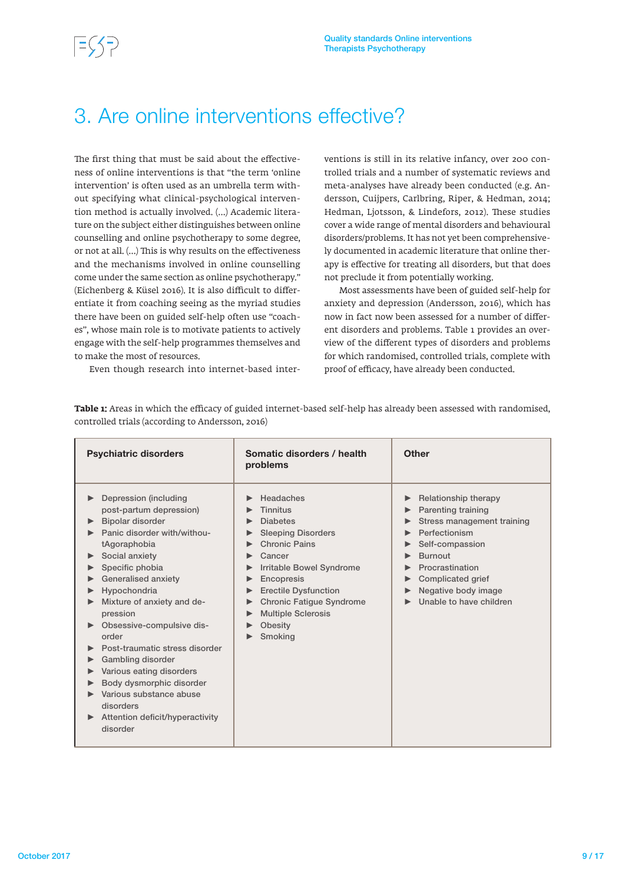# 3. Are online interventions effective?

The first thing that must be said about the effectiveness of online interventions is that "the term 'online intervention' is often used as an umbrella term without specifying what clinical-psychological intervention method is actually involved. (...) Academic literature on the subject either distinguishes between online counselling and online psychotherapy to some degree, or not at all. (...) This is why results on the effectiveness and the mechanisms involved in online counselling come under the same section as online psychotherapy." (Eichenberg & Küsel 2016). It is also difficult to differentiate it from coaching seeing as the myriad studies there have been on guided self-help often use "coaches", whose main role is to motivate patients to actively engage with the self-help programmes themselves and to make the most of resources.

Even though research into internet-based interventions is still in its relative infancy, over 200 controlled trials and a number of systematic reviews and meta-analyses have already been conducted (e.g. Andersson, Cuijpers, Carlbring, Riper, & Hedman, 2014; Hedman, Ljotsson, & Lindefors, 2012). These studies cover a wide range of mental disorders and behavioural disorders/problems. It has not yet been comprehensively documented in academic literature that online therapy is effective for treating all disorders, but that does not preclude it from potentially working.

Most assessments have been of guided self-help for anxiety and depression (Andersson, 2016), which has now in fact now been assessed for a number of different disorders and problems. Table 1 provides an overview of the different types of disorders and problems for which randomised, controlled trials, complete with proof of efficacy, have already been conducted.

**Table 1:** Areas in which the efficacy of guided internet-based self-help has already been assessed with randomised, controlled trials (according to Andersson, 2016)

| Psychiatric disorders | Somatic disorders / health problems | Other |
|---|---|---|
| ▶ Depression (including post-partum depression)<br>▶ Bipolar disorder<br>▶ Panic disorder with/without Agoraphobia<br>▶ Social anxiety<br>▶ Specific phobia<br>▶ Generalised anxiety<br>▶ Hypochondria<br>▶ Mixture of anxiety and depression<br>▶ Obsessive-compulsive disorder<br>▶ Post-traumatic stress disorder<br>▶ Gambling disorder<br>▶ Various eating disorders<br>▶ Body dysmorphic disorder<br>▶ Various substance abuse disorders<br>▶ Attention deficit/hyperactivity disorder | ▶ Headaches<br>▶ Tinnitus<br>▶ Diabetes<br>▶ Sleeping Disorders<br>▶ Chronic Pains<br>▶ Cancer<br>▶ Irritable Bowel Syndrome<br>▶ Encopresis<br>▶ Erectile Dysfunction<br>▶ Chronic Fatigue Syndrome<br>▶ Multiple Sclerosis<br>▶ Obesity<br>▶ Smoking | ▶ Relationship therapy<br>▶ Parenting training<br>▶ Stress management training<br>▶ Perfectionism<br>▶ Self-compassion<br>▶ Burnout<br>▶ Procrastination<br>▶ Complicated grief<br>▶ Negative body image<br>▶ Unable to have children |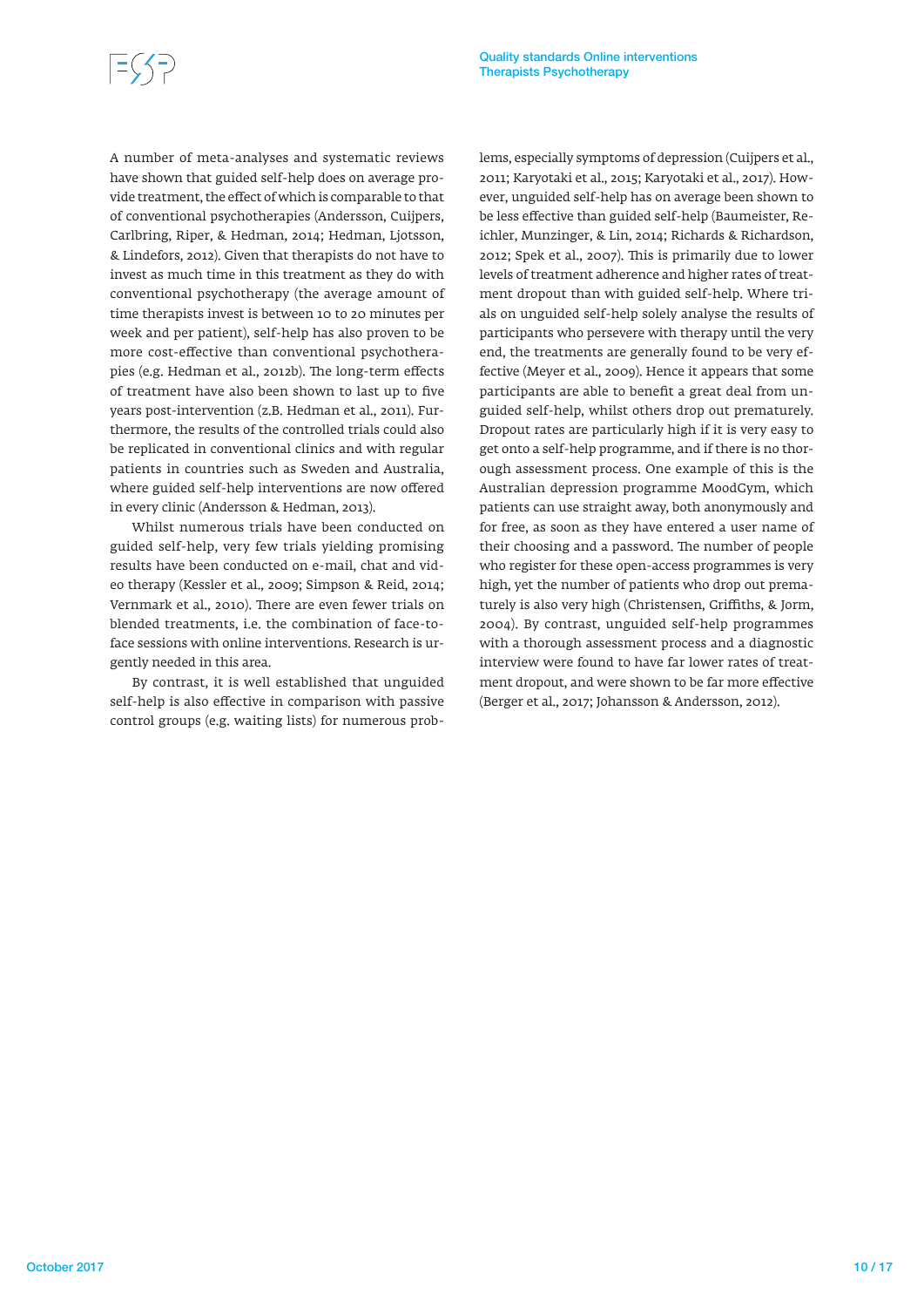A number of meta-analyses and systematic reviews have shown that guided self-help does on average provide treatment, the effect of which is comparable to that of conventional psychotherapies (Andersson, Cuijpers, Carlbring, Riper, & Hedman, 2014; Hedman, Ljotsson, & Lindefors, 2012). Given that therapists do not have to invest as much time in this treatment as they do with conventional psychotherapy (the average amount of time therapists invest is between 10 to 20 minutes per week and per patient), self-help has also proven to be more cost-effective than conventional psychotherapies (e.g. Hedman et al., 2012b). The long-term effects of treatment have also been shown to last up to five years post-intervention (z.B. Hedman et al., 2011). Furthermore, the results of the controlled trials could also be replicated in conventional clinics and with regular patients in countries such as Sweden and Australia, where guided self-help interventions are now offered in every clinic (Andersson & Hedman, 2013).

Whilst numerous trials have been conducted on guided self-help, very few trials yielding promising results have been conducted on e-mail, chat and video therapy (Kessler et al., 2009; Simpson & Reid, 2014; Vernmark et al., 2010). There are even fewer trials on blended treatments, i.e. the combination of face-to-face sessions with online interventions. Research is urgently needed in this area.

By contrast, it is well established that unguided self-help is also effective in comparison with passive control groups (e.g. waiting lists) for numerous problems, especially symptoms of depression (Cuijpers et al., 2011; Karyotaki et al., 2015; Karyotaki et al., 2017). However, unguided self-help has on average been shown to be less effective than guided self-help (Baumeister, Reichler, Munzinger, & Lin, 2014; Richards & Richardson, 2012; Spek et al., 2007). This is primarily due to lower levels of treatment adherence and higher rates of treatment dropout than with guided self-help. Where trials on unguided self-help solely analyse the results of participants who persevere with therapy until the very end, the treatments are generally found to be very effective (Meyer et al., 2009). Hence it appears that some participants are able to benefit a great deal from unguided self-help, whilst others drop out prematurely. Dropout rates are particularly high if it is very easy to get onto a self-help programme, and if there is no thorough assessment process. One example of this is the Australian depression programme MoodGym, which patients can use straight away, both anonymously and for free, as soon as they have entered a user name of their choosing and a password. The number of people who register for these open-access programmes is very high, yet the number of patients who drop out prematurely is also very high (Christensen, Griffiths, & Jorm, 2004). By contrast, unguided self-help programmes with a thorough assessment process and a diagnostic interview were found to have far lower rates of treatment dropout, and were shown to be far more effective (Berger et al., 2017; Johansson & Andersson, 2012).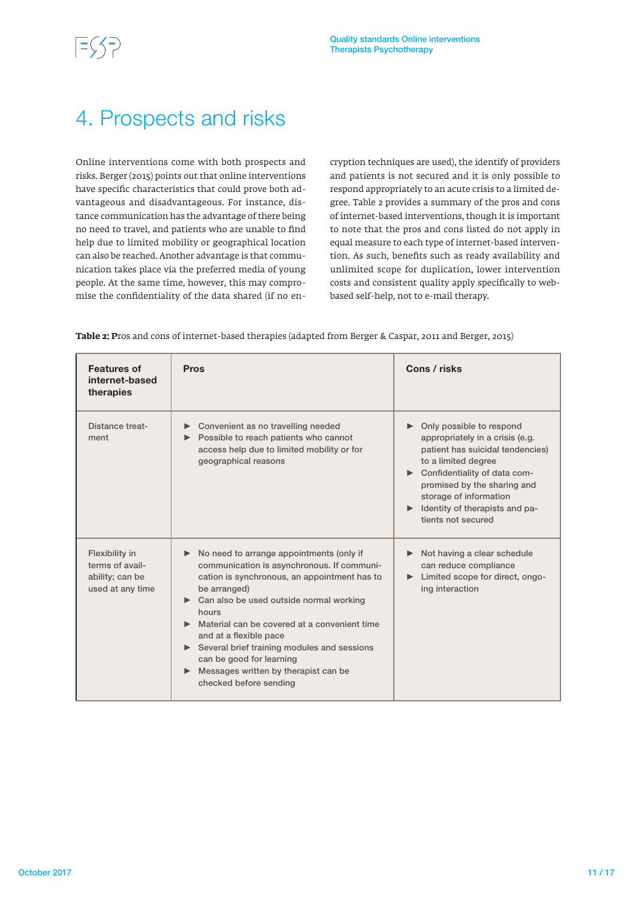# 4. Prospects and risks

Online interventions come with both prospects and risks. Berger (2015) points out that online interventions have specific characteristics that could prove both advantageous and disadvantageous. For instance, distance communication has the advantage of there being no need to travel, and patients who are unable to find help due to limited mobility or geographical location can also be reached. Another advantage is that communication takes place via the preferred media of young people. At the same time, however, this may compromise the confidentiality of the data shared (if no encryption techniques are used), the identify of providers and patients is not secured and it is only possible to respond appropriately to an acute crisis to a limited degree. Table 2 provides a summary of the pros and cons of internet-based interventions, though it is important to note that the pros and cons listed do not apply in equal measure to each type of internet-based intervention. As such, benefits such as ready availability and unlimited scope for duplication, lower intervention costs and consistent quality apply specifically to web-based self-help, not to e-mail therapy.

**Table 2: P**ros and cons of internet-based therapies (adapted from Berger & Caspar, 2011 and Berger, 2015)

| Features of internet-based therapies | Pros | Cons / risks |
|---|---|---|
| Distance treatment | ▶ Convenient as no travelling needed<br>▶ Possible to reach patients who cannot access help due to limited mobility or for geographical reasons | ▶ Only possible to respond appropriately in a crisis (e.g. patient has suicidal tendencies) to a limited degree<br>▶ Confidentiality of data compromised by the sharing and storage of information<br>▶ Identity of therapists and patients not secured |
| Flexibility in terms of availability; can be used at any time | ▶ No need to arrange appointments (only if communication is asynchronous. If communication is synchronous, an appointment has to be arranged)<br>▶ Can also be used outside normal working hours<br>▶ Material can be covered at a convenient time and at a flexible pace<br>▶ Several brief training modules and sessions can be good for learning<br>▶ Messages written by therapist can be checked before sending | ▶ Not having a clear schedule can reduce compliance<br>▶ Limited scope for direct, ongoing interaction |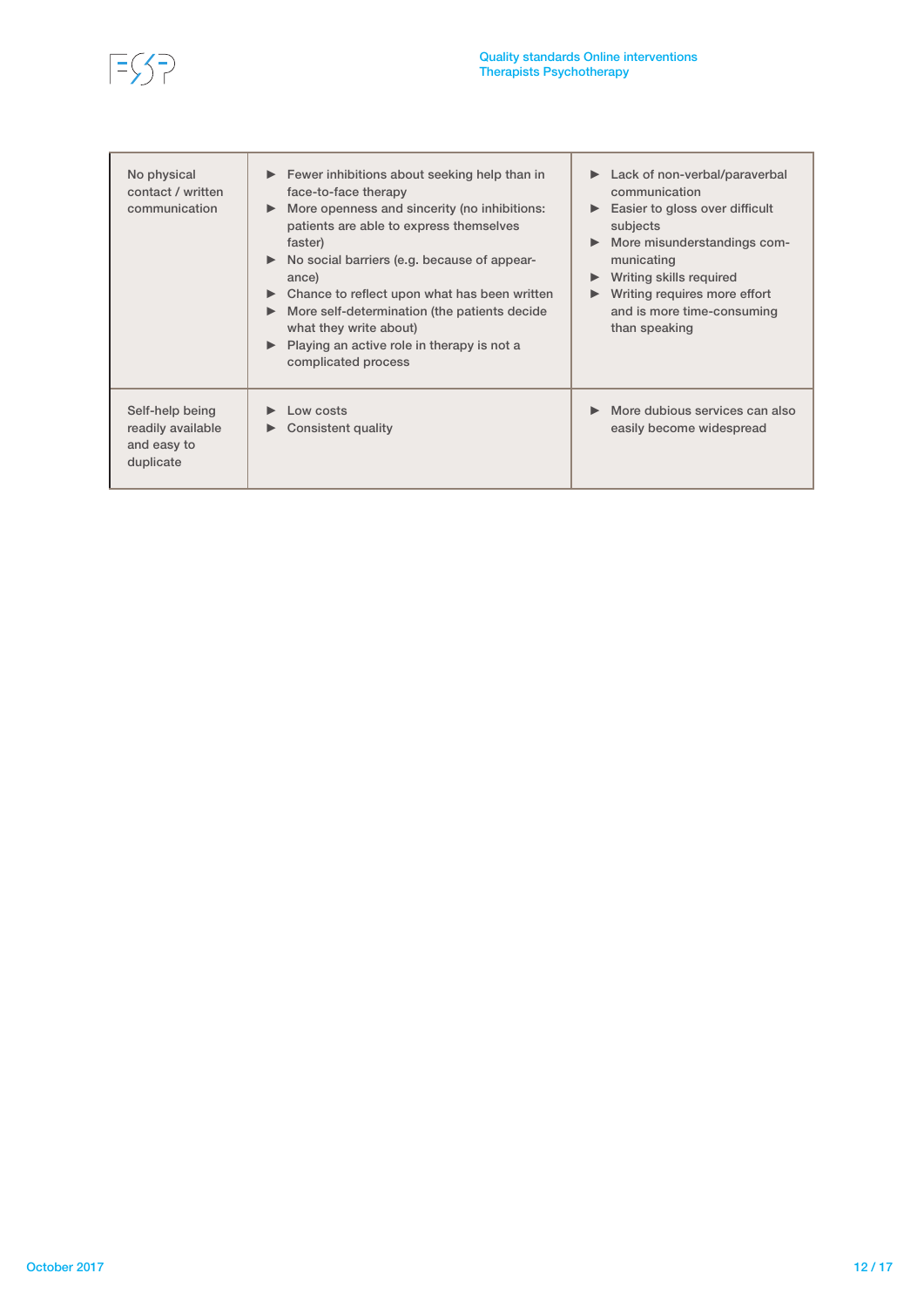| | | |
|---|---|---|
| No physical contact / written communication | ► Fewer inhibitions about seeking help than in face-to-face therapy<br>► More openness and sincerity (no inhibitions: patients are able to express themselves faster)<br>► No social barriers (e.g. because of appearance)<br>► Chance to reflect upon what has been written<br>► More self-determination (the patients decide what they write about)<br>► Playing an active role in therapy is not a complicated process | ► Lack of non-verbal/paraverbal communication<br>► Easier to gloss over difficult subjects<br>► More misunderstandings communicating<br>► Writing skills required<br>► Writing requires more effort and is more time-consuming than speaking |
| Self-help being readily available and easy to duplicate | ► Low costs<br>► Consistent quality | ► More dubious services can also easily become widespread |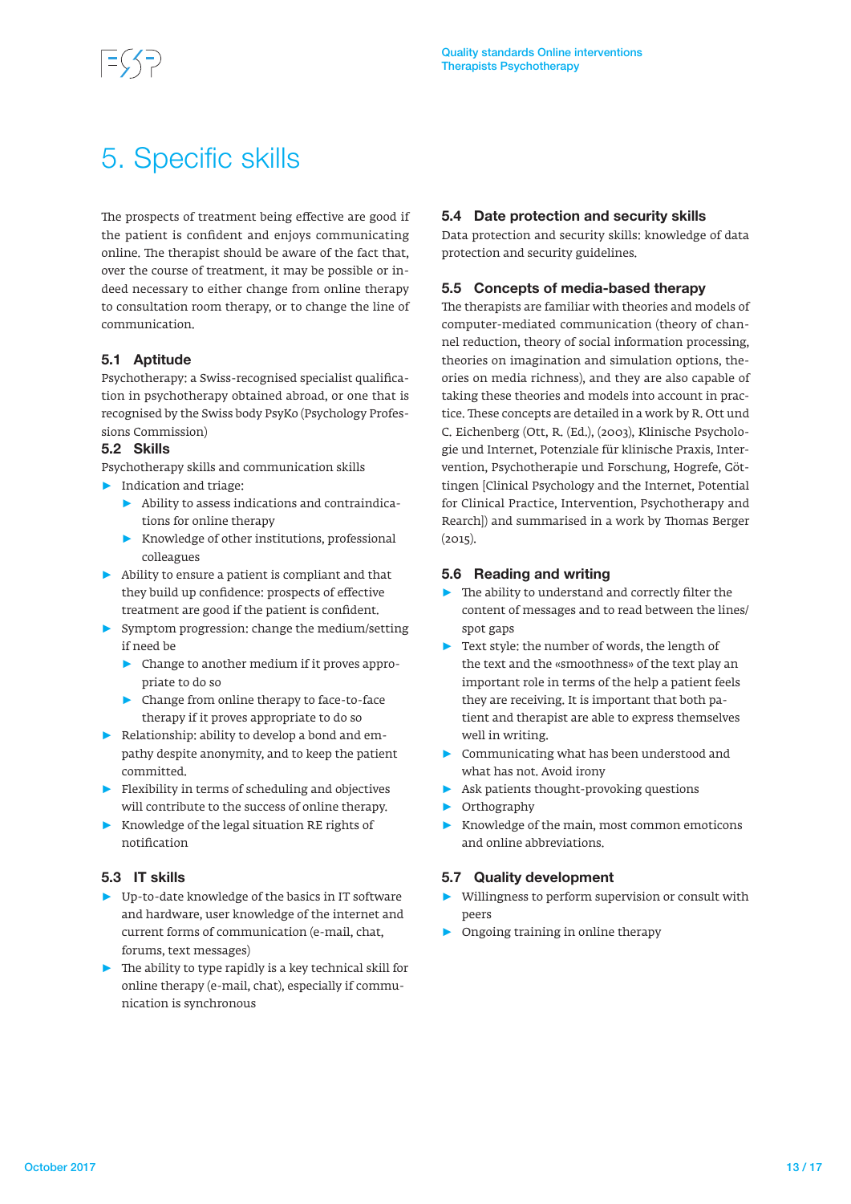# 5. Specific skills

The prospects of treatment being effective are good if the patient is confident and enjoys communicating online. The therapist should be aware of the fact that, over the course of treatment, it may be possible or indeed necessary to either change from online therapy to consultation room therapy, or to change the line of communication.

### 5.1 Aptitude

Psychotherapy: a Swiss-recognised specialist qualification in psychotherapy obtained abroad, or one that is recognised by the Swiss body PsyKo (Psychology Professions Commission)

### 5.2 Skills

Psychotherapy skills and communication skills

- Indication and triage:
  - Ability to assess indications and contraindications for online therapy
  - Knowledge of other institutions, professional colleagues
- Ability to ensure a patient is compliant and that they build up confidence: prospects of effective treatment are good if the patient is confident.
- Symptom progression: change the medium/setting if need be
  - Change to another medium if it proves appropriate to do so
  - Change from online therapy to face-to-face therapy if it proves appropriate to do so
- Relationship: ability to develop a bond and empathy despite anonymity, and to keep the patient committed.
- Flexibility in terms of scheduling and objectives will contribute to the success of online therapy.
- Knowledge of the legal situation RE rights of notification

### 5.3 IT skills

- Up-to-date knowledge of the basics in IT software and hardware, user knowledge of the internet and current forms of communication (e-mail, chat, forums, text messages)
- The ability to type rapidly is a key technical skill for online therapy (e-mail, chat), especially if communication is synchronous

### 5.4 Date protection and security skills

Data protection and security skills: knowledge of data protection and security guidelines.

### 5.5 Concepts of media-based therapy

The therapists are familiar with theories and models of computer-mediated communication (theory of channel reduction, theory of social information processing, theories on imagination and simulation options, theories on media richness), and they are also capable of taking these theories and models into account in practice. These concepts are detailed in a work by R. Ott und C. Eichenberg (Ott, R. (Ed.), (2003), Klinische Psychologie und Internet, Potenziale für klinische Praxis, Intervention, Psychotherapie und Forschung, Hogrefe, Göttingen [Clinical Psychology and the Internet, Potential for Clinical Practice, Intervention, Psychotherapy and Rearch]) and summarised in a work by Thomas Berger (2015).

### 5.6 Reading and writing

- The ability to understand and correctly filter the content of messages and to read between the lines/spot gaps
- Text style: the number of words, the length of the text and the «smoothness» of the text play an important role in terms of the help a patient feels they are receiving. It is important that both patient and therapist are able to express themselves well in writing.
- Communicating what has been understood and what has not. Avoid irony
- Ask patients thought-provoking questions
- Orthography
- Knowledge of the main, most common emoticons and online abbreviations.

### 5.7 Quality development

- Willingness to perform supervision or consult with peers
- Ongoing training in online therapy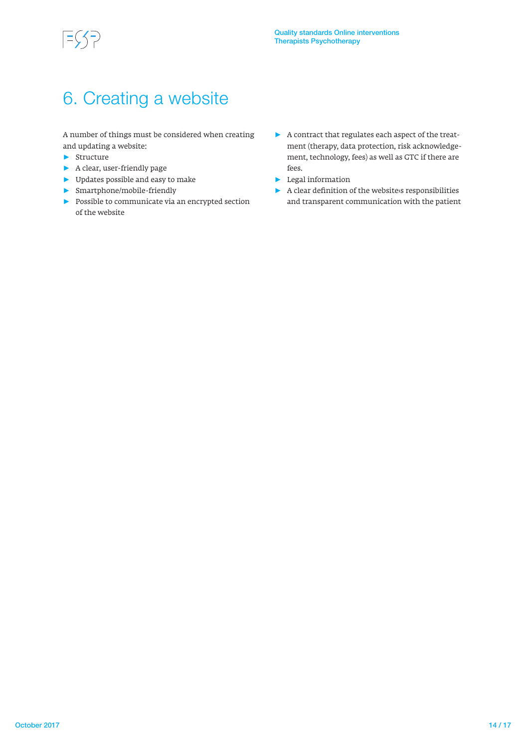# 6. Creating a website

A number of things must be considered when creating and updating a website:

- Structure
- A clear, user-friendly page
- Updates possible and easy to make
- Smartphone/mobile-friendly
- Possible to communicate via an encrypted section of the website
- A contract that regulates each aspect of the treatment (therapy, data protection, risk acknowledgement, technology, fees) as well as GTC if there are fees.
- Legal information
- A clear definition of the website›s responsibilities and transparent communication with the patient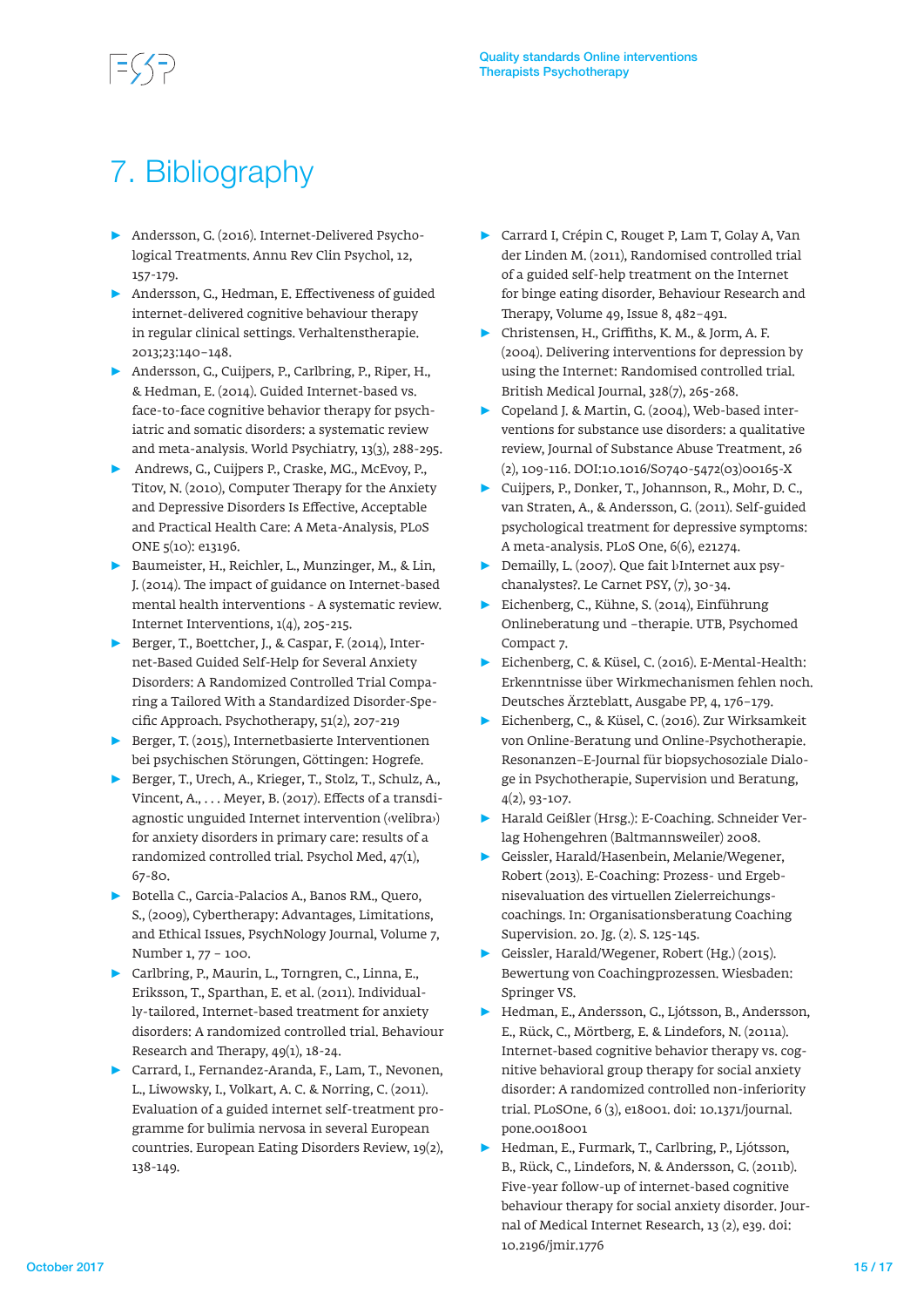# 7. Bibliography

- Andersson, G. (2016). Internet-Delivered Psychological Treatments. Annu Rev Clin Psychol, 12, 157-179.
- Andersson, G., Hedman, E. Effectiveness of guided internet-delivered cognitive behaviour therapy in regular clinical settings. Verhaltenstherapie. 2013;23:140–148.
- Andersson, G., Cuijpers, P., Carlbring, P., Riper, H., & Hedman, E. (2014). Guided Internet-based vs. face-to-face cognitive behavior therapy for psychiatric and somatic disorders: a systematic review and meta-analysis. World Psychiatry, 13(3), 288-295.
- Andrews, G., Cuijpers P., Craske, MG., McEvoy, P., Titov, N. (2010), Computer Therapy for the Anxiety and Depressive Disorders Is Effective, Acceptable and Practical Health Care: A Meta-Analysis, PLoS ONE 5(10): e13196.
- Baumeister, H., Reichler, L., Munzinger, M., & Lin, J. (2014). The impact of guidance on Internet-based mental health interventions - A systematic review. Internet Interventions, 1(4), 205-215.
- Berger, T., Boettcher, J., & Caspar, F. (2014), Internet-Based Guided Self-Help for Several Anxiety Disorders: A Randomized Controlled Trial Comparing a Tailored With a Standardized Disorder-Specific Approach. Psychotherapy, 51(2), 207-219
- Berger, T. (2015), Internetbasierte Interventionen bei psychischen Störungen, Göttingen: Hogrefe.
- Berger, T., Urech, A., Krieger, T., Stolz, T., Schulz, A., Vincent, A., . . . Meyer, B. (2017). Effects of a transdiagnostic unguided Internet intervention (‹velibra›) for anxiety disorders in primary care: results of a randomized controlled trial. Psychol Med, 47(1), 67-80.
- Botella C., Garcia-Palacios A., Banos RM., Quero, S., (2009), Cybertherapy: Advantages, Limitations, and Ethical Issues, PsychNology Journal, Volume 7, Number 1, 77 – 100.
- Carlbring, P., Maurin, L., Torngren, C., Linna, E., Eriksson, T., Sparthan, E. et al. (2011). Individually-tailored, Internet-based treatment for anxiety disorders: A randomized controlled trial. Behaviour Research and Therapy, 49(1), 18-24.
- Carrard, I., Fernandez-Aranda, F., Lam, T., Nevonen, L., Liwowsky, I., Volkart, A. C. & Norring, C. (2011). Evaluation of a guided internet self-treatment programme for bulimia nervosa in several European countries. European Eating Disorders Review, 19(2), 138-149.
- Carrard I, Crépin C, Rouget P, Lam T, Golay A, Van der Linden M. (2011), Randomised controlled trial of a guided self-help treatment on the Internet for binge eating disorder, Behaviour Research and Therapy, Volume 49, Issue 8, 482–491.
- Christensen, H., Griffiths, K. M., & Jorm, A. F. (2004). Delivering interventions for depression by using the Internet: Randomised controlled trial. British Medical Journal, 328(7), 265-268.
- Copeland J. & Martin, G. (2004), Web-based interventions for substance use disorders: a qualitative review, Journal of Substance Abuse Treatment, 26 (2), 109-116. DOI:10.1016/S0740-5472(03)00165-X
- Cuijpers, P., Donker, T., Johannson, R., Mohr, D. C., van Straten, A., & Andersson, G. (2011). Self-guided psychological treatment for depressive symptoms: A meta-analysis. PLoS One, 6(6), e21274.
- Demailly, L. (2007). Que fait l›Internet aux psychanalystes?. Le Carnet PSY, (7), 30-34.
- Eichenberg, C., Kühne, S. (2014), Einführung Onlineberatung und –therapie. UTB, Psychomed Compact 7.
- Eichenberg, C. & Küsel, C. (2016). E-Mental-Health: Erkenntnisse über Wirkmechanismen fehlen noch. Deutsches Ärzteblatt, Ausgabe PP, 4, 176–179.
- Eichenberg, C., & Küsel, C. (2016). Zur Wirksamkeit von Online-Beratung und Online-Psychotherapie. Resonanzen–E-Journal für biopsychosoziale Dialoge in Psychotherapie, Supervision und Beratung, 4(2), 93-107.
- Harald Geißler (Hrsg.): E-Coaching. Schneider Verlag Hohengehren (Baltmannsweiler) 2008.
- Geissler, Harald/Hasenbein, Melanie/Wegener, Robert (2013). E-Coaching: Prozess- und Ergebnisevaluation des virtuellen Zielerreichungscoachings. In: Organisationsberatung Coaching Supervision. 20. Jg. (2). S. 125-145.
- Geissler, Harald/Wegener, Robert (Hg.) (2015). Bewertung von Coachingprozessen. Wiesbaden: Springer VS.
- Hedman, E., Andersson, G., Ljótsson, B., Andersson, E., Rück, C., Mörtberg, E. & Lindefors, N. (2011a). Internet-based cognitive behavior therapy vs. cognitive behavioral group therapy for social anxiety disorder: A randomized controlled non-inferiority trial. PLoSOne, 6 (3), e18001. doi: 10.1371/journal.pone.0018001
- Hedman, E., Furmark, T., Carlbring, P., Ljótsson, B., Rück, C., Lindefors, N. & Andersson, G. (2011b). Five-year follow-up of internet-based cognitive behaviour therapy for social anxiety disorder. Journal of Medical Internet Research, 13 (2), e39. doi: 10.2196/jmir.1776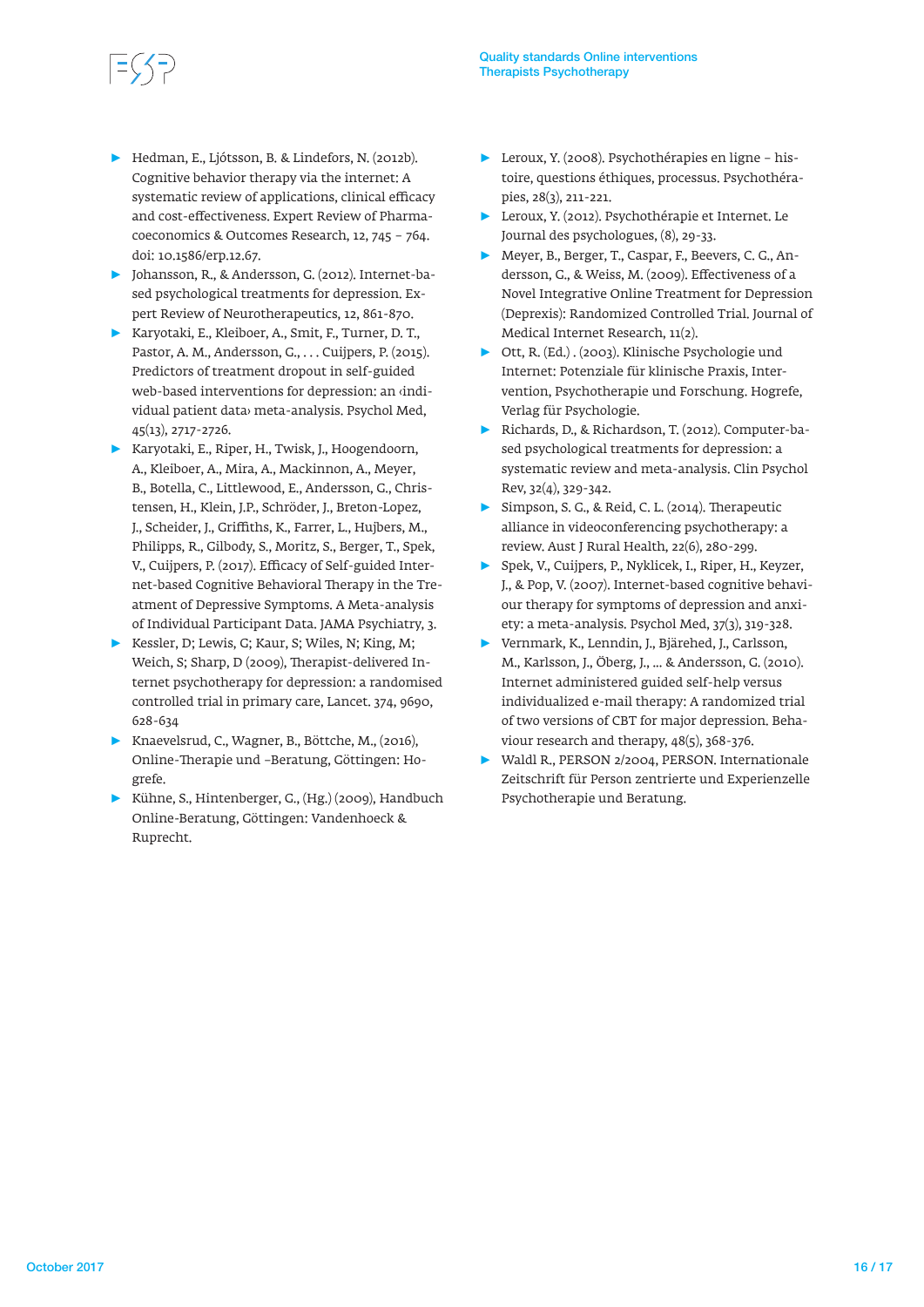- Hedman, E., Ljótsson, B. & Lindefors, N. (2012b). Cognitive behavior therapy via the internet: A systematic review of applications, clinical efficacy and cost-effectiveness. Expert Review of Pharmacoeconomics & Outcomes Research, 12, 745 – 764. doi: 10.1586/erp.12.67.
- Johansson, R., & Andersson, G. (2012). Internet-based psychological treatments for depression. Expert Review of Neurotherapeutics, 12, 861-870.
- Karyotaki, E., Kleiboer, A., Smit, F., Turner, D. T., Pastor, A. M., Andersson, G., . . . Cuijpers, P. (2015). Predictors of treatment dropout in self-guided web-based interventions for depression: an ‹individual patient data› meta-analysis. Psychol Med, 45(13), 2717-2726.
- Karyotaki, E., Riper, H., Twisk, J., Hoogendoorn, A., Kleiboer, A., Mira, A., Mackinnon, A., Meyer, B., Botella, C., Littlewood, E., Andersson, G., Christensen, H., Klein, J.P., Schröder, J., Breton-Lopez, J., Scheider, J., Griffiths, K., Farrer, L., Hujbers, M., Philipps, R., Gilbody, S., Moritz, S., Berger, T., Spek, V., Cuijpers, P. (2017). Efficacy of Self-guided Internet-based Cognitive Behavioral Therapy in the Treatment of Depressive Symptoms. A Meta-analysis of Individual Participant Data. JAMA Psychiatry, 3.
- Kessler, D; Lewis, G; Kaur, S; Wiles, N; King, M; Weich, S; Sharp, D (2009), Therapist-delivered Internet psychotherapy for depression: a randomised controlled trial in primary care, Lancet. 374, 9690, 628-634
- Knaevelsrud, C., Wagner, B., Böttche, M., (2016), Online-Therapie und -Beratung, Göttingen: Hogrefe.
- Kühne, S., Hintenberger, G., (Hg.) (2009), Handbuch Online-Beratung, Göttingen: Vandenhoeck & Ruprecht.
- Leroux, Y. (2008). Psychothérapies en ligne – histoire, questions éthiques, processus. Psychothérapies, 28(3), 211-221.
- Leroux, Y. (2012). Psychothérapie et Internet. Le Journal des psychologues, (8), 29-33.
- Meyer, B., Berger, T., Caspar, F., Beevers, C. G., Andersson, G., & Weiss, M. (2009). Effectiveness of a Novel Integrative Online Treatment for Depression (Deprexis): Randomized Controlled Trial. Journal of Medical Internet Research, 11(2).
- Ott, R. (Ed.) . (2003). Klinische Psychologie und Internet: Potenziale für klinische Praxis, Intervention, Psychotherapie und Forschung. Hogrefe, Verlag für Psychologie.
- Richards, D., & Richardson, T. (2012). Computer-based psychological treatments for depression: a systematic review and meta-analysis. Clin Psychol Rev, 32(4), 329-342.
- Simpson, S. G., & Reid, C. L. (2014). Therapeutic alliance in videoconferencing psychotherapy: a review. Aust J Rural Health, 22(6), 280-299.
- Spek, V., Cuijpers, P., Nyklicek, I., Riper, H., Keyzer, J., & Pop, V. (2007). Internet-based cognitive behaviour therapy for symptoms of depression and anxiety: a meta-analysis. Psychol Med, 37(3), 319-328.
- Vernmark, K., Lenndin, J., Bjärehed, J., Carlsson, M., Karlsson, J., Öberg, J., ... & Andersson, G. (2010). Internet administered guided self-help versus individualized e-mail therapy: A randomized trial of two versions of CBT for major depression. Behaviour research and therapy, 48(5), 368-376.
- Waldl R., PERSON 2/2004, PERSON. Internationale Zeitschrift für Person zentrierte und Experienzelle Psychotherapie und Beratung.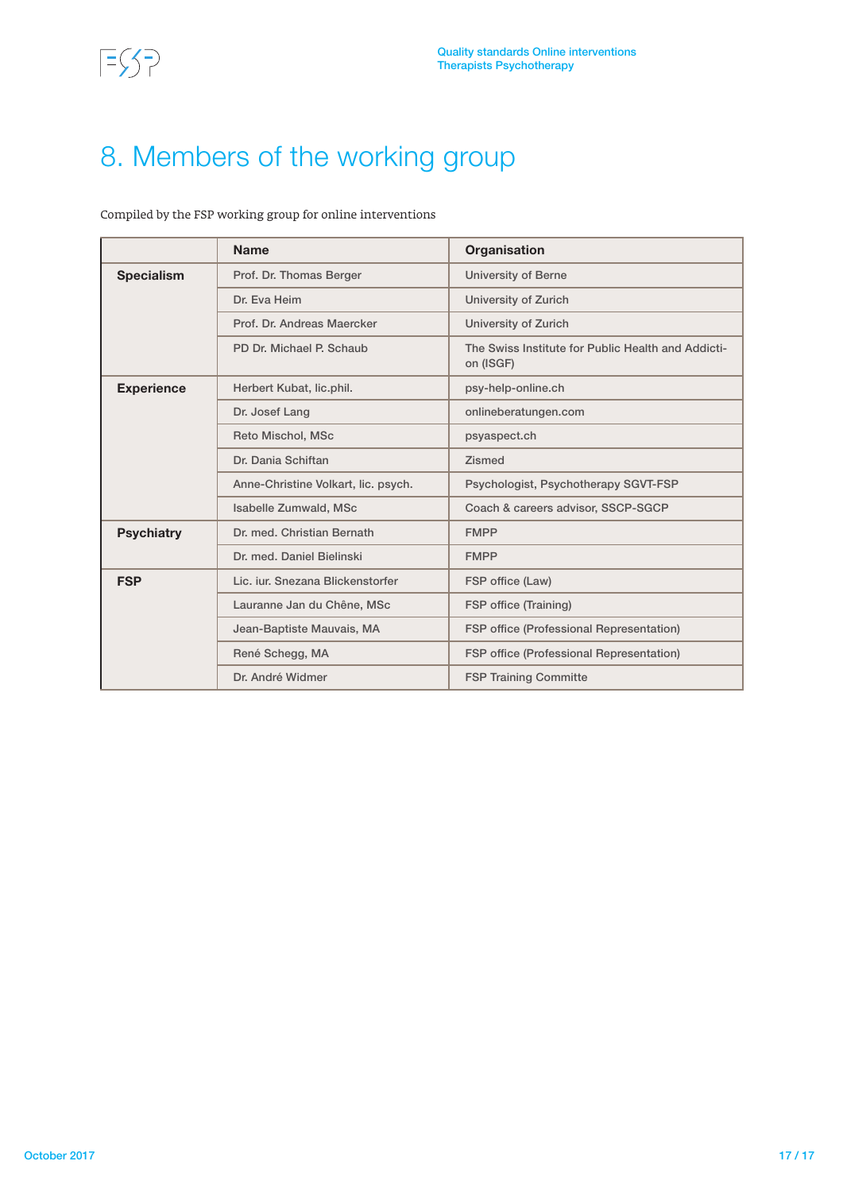# 8. Members of the working group

Compiled by the FSP working group for online interventions

| | Name | Organisation |
|---|---|---|
| **Specialism** | Prof. Dr. Thomas Berger | University of Berne |
| | Dr. Eva Heim | University of Zurich |
| | Prof. Dr. Andreas Maercker | University of Zurich |
| | PD Dr. Michael P. Schaub | The Swiss Institute for Public Health and Addiction (ISGF) |
| **Experience** | Herbert Kubat, lic.phil. | psy-help-online.ch |
| | Dr. Josef Lang | onlineberatungen.com |
| | Reto Mischol, MSc | psyaspect.ch |
| | Dr. Dania Schiftan | Zismed |
| | Anne-Christine Volkart, lic. psych. | Psychologist, Psychotherapy SGVT-FSP |
| | Isabelle Zumwald, MSc | Coach & careers advisor, SSCP-SGCP |
| **Psychiatry** | Dr. med. Christian Bernath | FMPP |
| | Dr. med. Daniel Bielinski | FMPP |
| **FSP** | Lic. iur. Snezana Blickenstorfer | FSP office (Law) |
| | Lauranne Jan du Chêne, MSc | FSP office (Training) |
| | Jean-Baptiste Mauvais, MA | FSP office (Professional Representation) |
| | René Schegg, MA | FSP office (Professional Representation) |
| | Dr. André Widmer | FSP Training Committe |